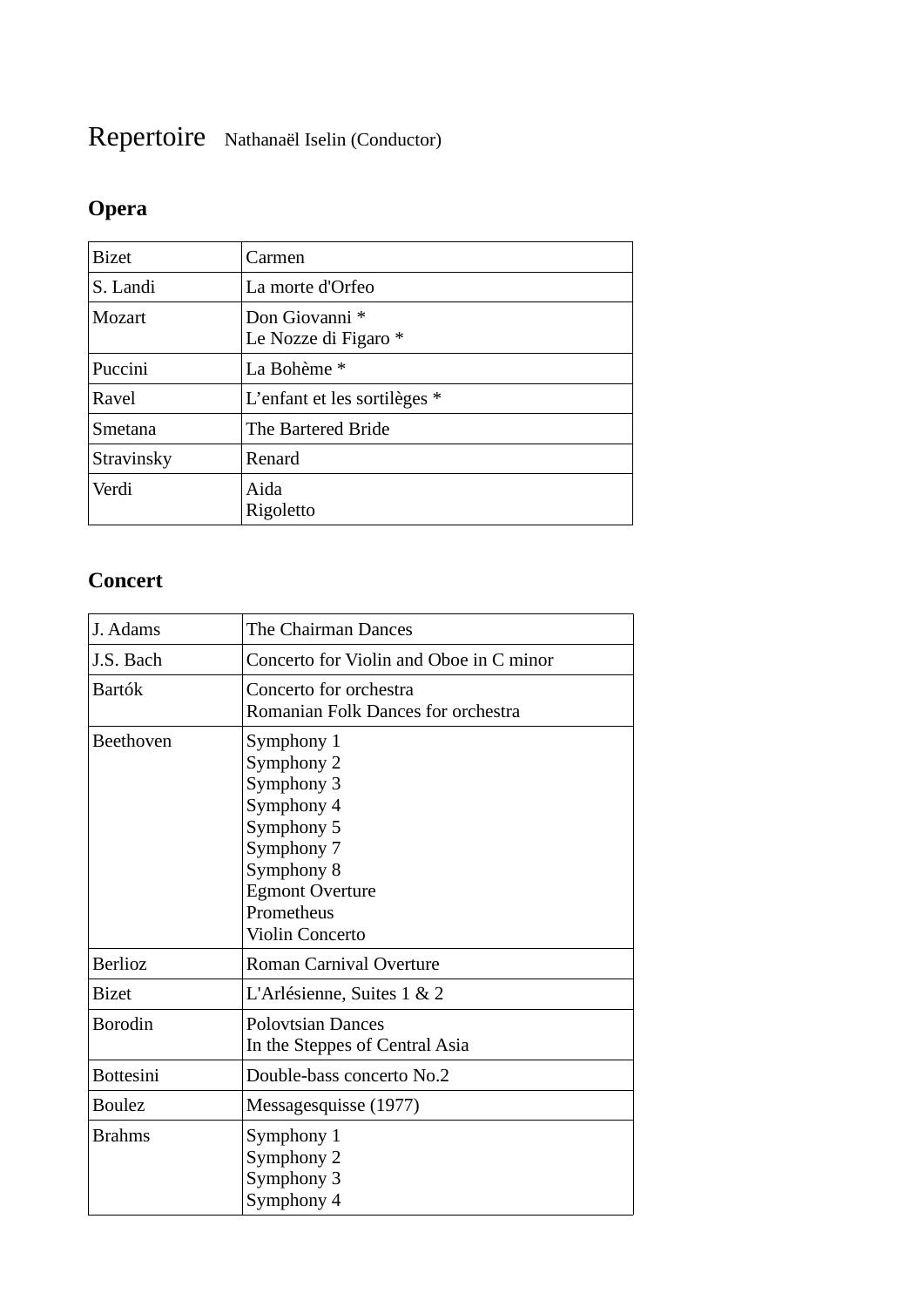# Repertoire Nathanaël Iselin (Conductor)

## Opera

| | |
|---|---|
| Bizet | Carmen |
| S. Landi | La morte d'Orfeo |
| Mozart | Don Giovanni *<br>Le Nozze di Figaro * |
| Puccini | La Bohème * |
| Ravel | L'enfant et les sortilèges * |
| Smetana | The Bartered Bride |
| Stravinsky | Renard |
| Verdi | Aida<br>Rigoletto |

## Concert

| | |
|---|---|
| J. Adams | The Chairman Dances |
| J.S. Bach | Concerto for Violin and Oboe in C minor |
| Bartók | Concerto for orchestra<br>Romanian Folk Dances for orchestra |
| Beethoven | Symphony 1<br>Symphony 2<br>Symphony 3<br>Symphony 4<br>Symphony 5<br>Symphony 7<br>Symphony 8<br>Egmont Overture<br>Prometheus<br>Violin Concerto |
| Berlioz | Roman Carnival Overture |
| Bizet | L'Arlésienne, Suites 1 & 2 |
| Borodin | Polovtsian Dances<br>In the Steppes of Central Asia |
| Bottesini | Double-bass concerto No.2 |
| Boulez | Messagesquisse (1977) |
| Brahms | Symphony 1<br>Symphony 2<br>Symphony 3<br>Symphony 4 |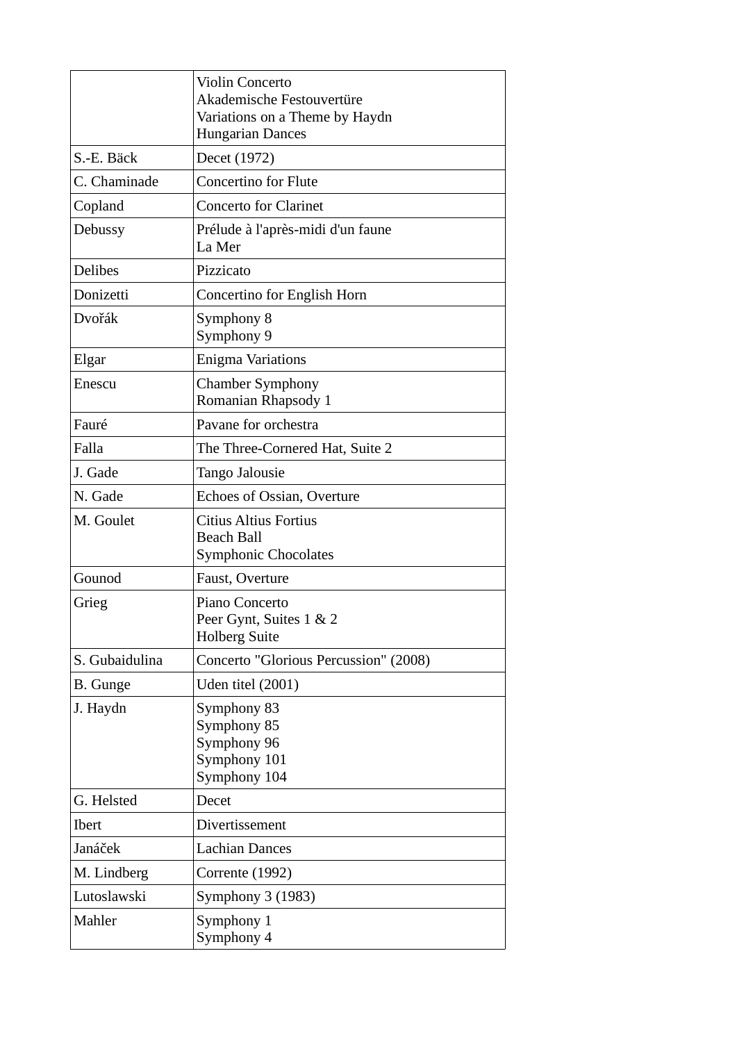| | |
|---|---|
| | Violin Concerto<br>Akademische Festouvertüre<br>Variations on a Theme by Haydn<br>Hungarian Dances |
| S.-E. Bäck | Decet (1972) |
| C. Chaminade | Concertino for Flute |
| Copland | Concerto for Clarinet |
| Debussy | Prélude à l'après-midi d'un faune<br>La Mer |
| Delibes | Pizzicato |
| Donizetti | Concertino for English Horn |
| Dvořák | Symphony 8<br>Symphony 9 |
| Elgar | Enigma Variations |
| Enescu | Chamber Symphony<br>Romanian Rhapsody 1 |
| Fauré | Pavane for orchestra |
| Falla | The Three-Cornered Hat, Suite 2 |
| J. Gade | Tango Jalousie |
| N. Gade | Echoes of Ossian, Overture |
| M. Goulet | Citius Altius Fortius<br>Beach Ball<br>Symphonic Chocolates |
| Gounod | Faust, Overture |
| Grieg | Piano Concerto<br>Peer Gynt, Suites 1 & 2<br>Holberg Suite |
| S. Gubaidulina | Concerto "Glorious Percussion" (2008) |
| B. Gunge | Uden titel (2001) |
| J. Haydn | Symphony 83<br>Symphony 85<br>Symphony 96<br>Symphony 101<br>Symphony 104 |
| G. Helsted | Decet |
| Ibert | Divertissement |
| Janáček | Lachian Dances |
| M. Lindberg | Corrente (1992) |
| Lutoslawski | Symphony 3 (1983) |
| Mahler | Symphony 1<br>Symphony 4 |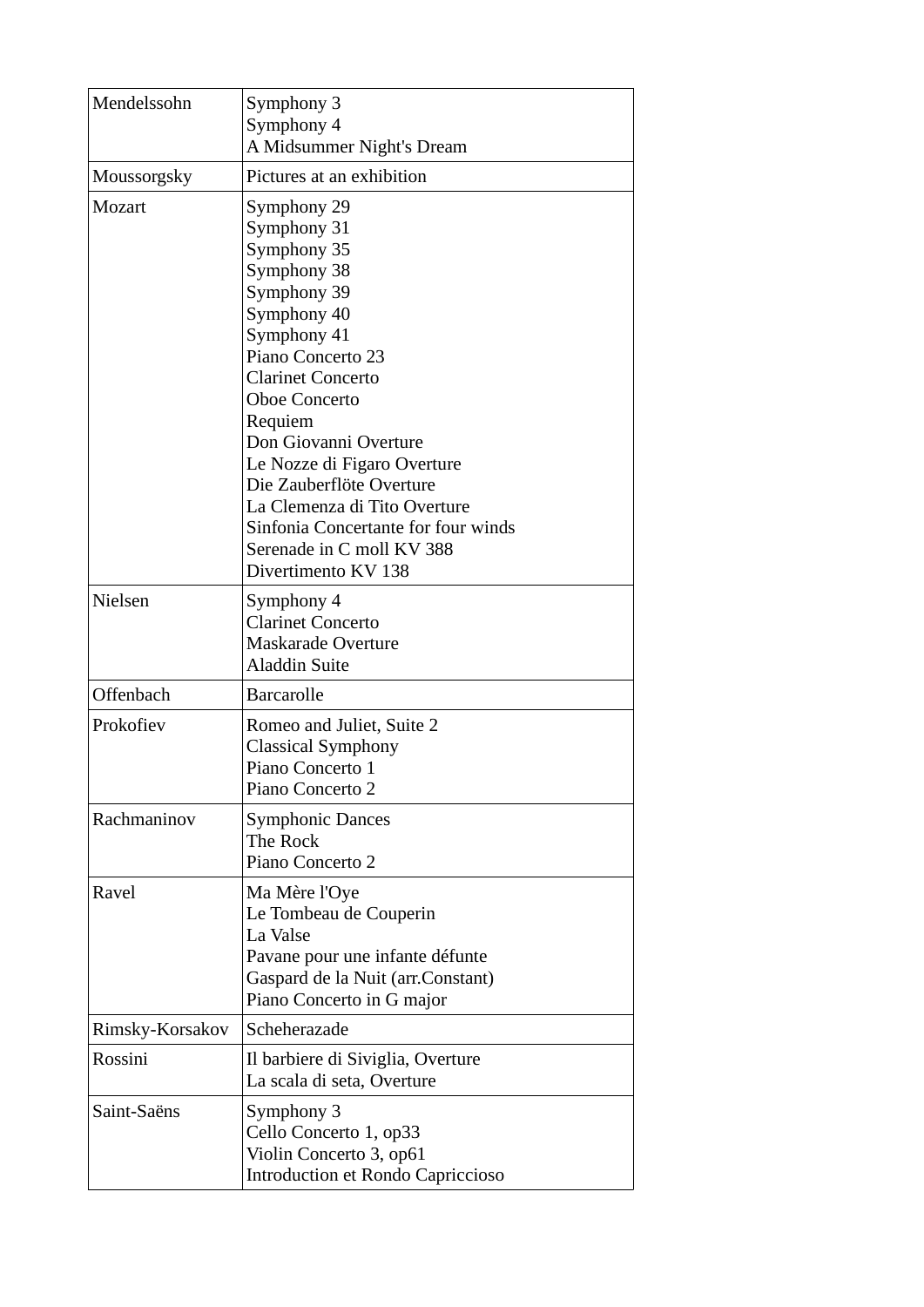| | |
|---|---|
| Mendelssohn | Symphony 3<br>Symphony 4<br>A Midsummer Night's Dream |
| Moussorgsky | Pictures at an exhibition |
| Mozart | Symphony 29<br>Symphony 31<br>Symphony 35<br>Symphony 38<br>Symphony 39<br>Symphony 40<br>Symphony 41<br>Piano Concerto 23<br>Clarinet Concerto<br>Oboe Concerto<br>Requiem<br>Don Giovanni Overture<br>Le Nozze di Figaro Overture<br>Die Zauberflöte Overture<br>La Clemenza di Tito Overture<br>Sinfonia Concertante for four winds<br>Serenade in C moll KV 388<br>Divertimento KV 138 |
| Nielsen | Symphony 4<br>Clarinet Concerto<br>Maskarade Overture<br>Aladdin Suite |
| Offenbach | Barcarolle |
| Prokofiev | Romeo and Juliet, Suite 2<br>Classical Symphony<br>Piano Concerto 1<br>Piano Concerto 2 |
| Rachmaninov | Symphonic Dances<br>The Rock<br>Piano Concerto 2 |
| Ravel | Ma Mère l'Oye<br>Le Tombeau de Couperin<br>La Valse<br>Pavane pour une infante défunte<br>Gaspard de la Nuit (arr.Constant)<br>Piano Concerto in G major |
| Rimsky-Korsakov | Scheherazade |
| Rossini | Il barbiere di Siviglia, Overture<br>La scala di seta, Overture |
| Saint-Saëns | Symphony 3<br>Cello Concerto 1, op33<br>Violin Concerto 3, op61<br>Introduction et Rondo Capriccioso |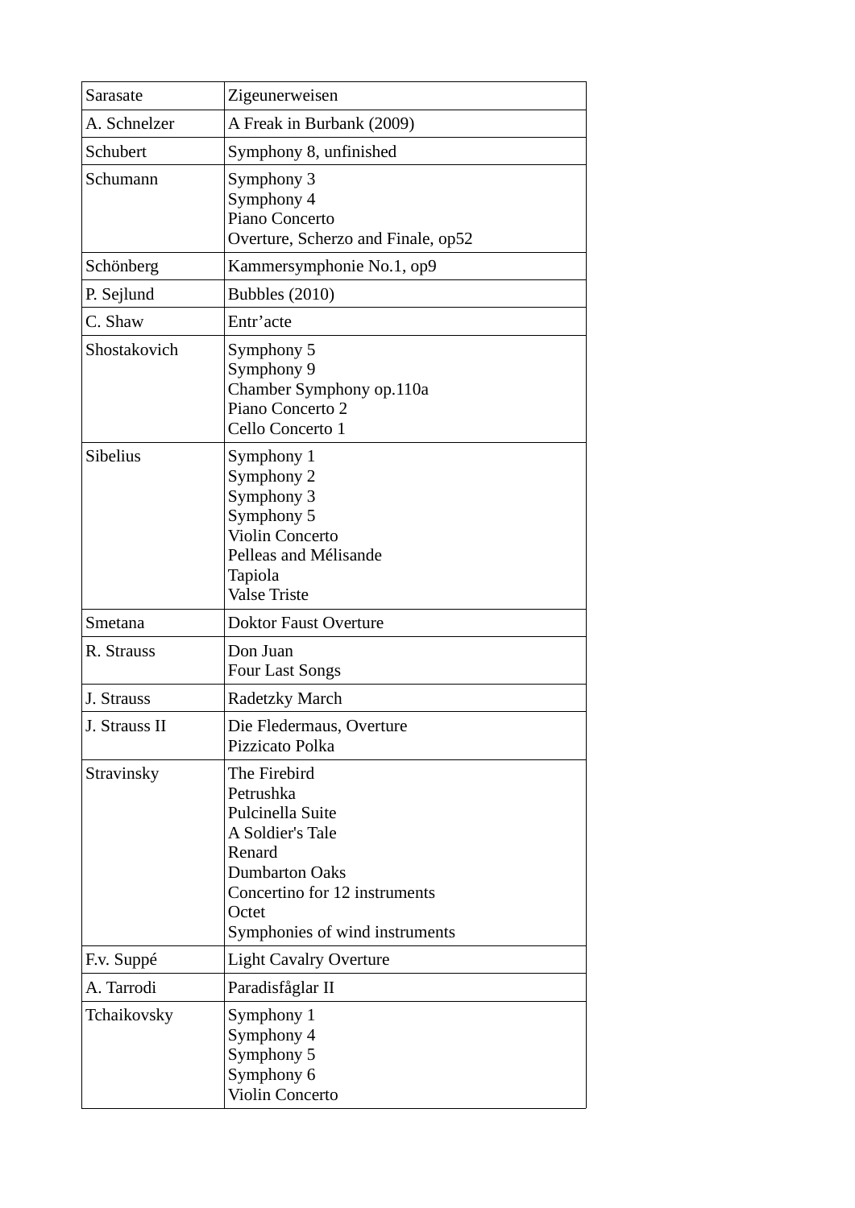| | |
|---|---|
| Sarasate | Zigeunerweisen |
| A. Schnelzer | A Freak in Burbank (2009) |
| Schubert | Symphony 8, unfinished |
| Schumann | Symphony 3<br>Symphony 4<br>Piano Concerto<br>Overture, Scherzo and Finale, op52 |
| Schönberg | Kammersymphonie No.1, op9 |
| P. Sejlund | Bubbles (2010) |
| C. Shaw | Entr’acte |
| Shostakovich | Symphony 5<br>Symphony 9<br>Chamber Symphony op.110a<br>Piano Concerto 2<br>Cello Concerto 1 |
| Sibelius | Symphony 1<br>Symphony 2<br>Symphony 3<br>Symphony 5<br>Violin Concerto<br>Pelleas and Mélisande<br>Tapiola<br>Valse Triste |
| Smetana | Doktor Faust Overture |
| R. Strauss | Don Juan<br>Four Last Songs |
| J. Strauss | Radetzky March |
| J. Strauss II | Die Fledermaus, Overture<br>Pizzicato Polka |
| Stravinsky | The Firebird<br>Petrushka<br>Pulcinella Suite<br>A Soldier's Tale<br>Renard<br>Dumbarton Oaks<br>Concertino for 12 instruments<br>Octet<br>Symphonies of wind instruments |
| F.v. Suppé | Light Cavalry Overture |
| A. Tarrodi | Paradisfåglar II |
| Tchaikovsky | Symphony 1<br>Symphony 4<br>Symphony 5<br>Symphony 6<br>Violin Concerto |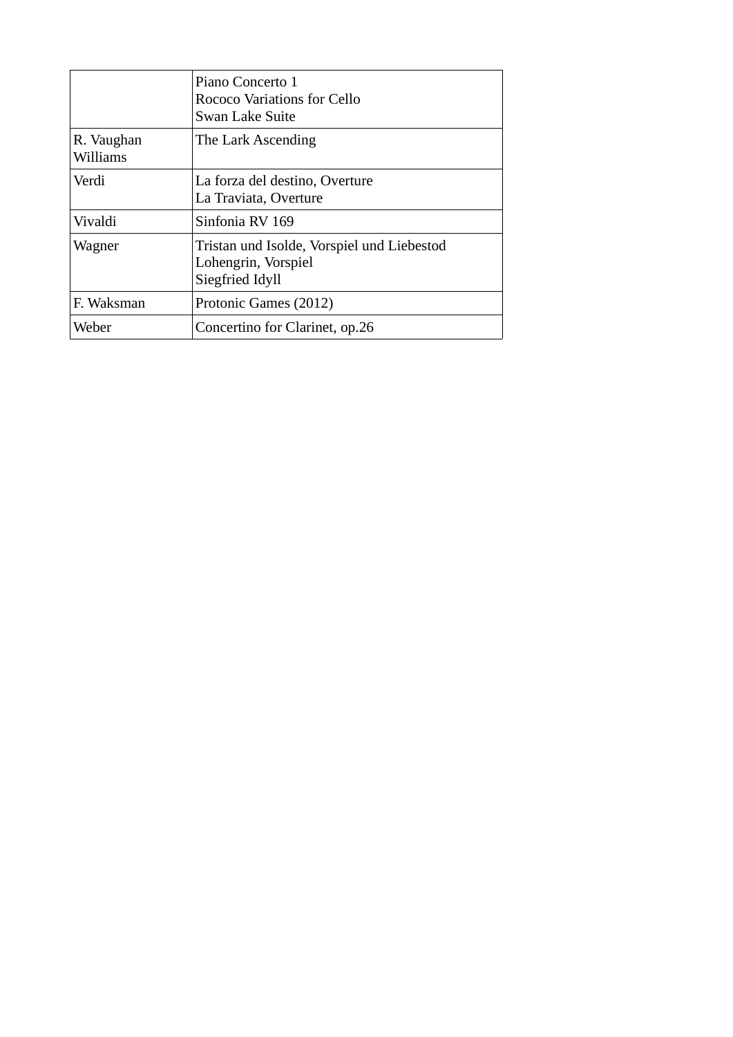| | |
|---|---|
| | Piano Concerto 1<br>Rococo Variations for Cello<br>Swan Lake Suite |
| R. Vaughan Williams | The Lark Ascending |
| Verdi | La forza del destino, Overture<br>La Traviata, Overture |
| Vivaldi | Sinfonia RV 169 |
| Wagner | Tristan und Isolde, Vorspiel und Liebestod<br>Lohengrin, Vorspiel<br>Siegfried Idyll |
| F. Waksman | Protonic Games (2012) |
| Weber | Concertino for Clarinet, op.26 |